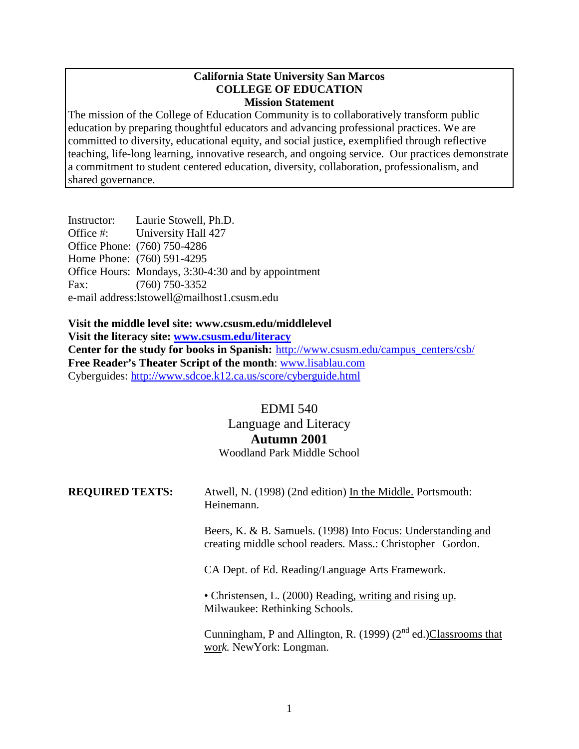**California State University San Marcos**
**COLLEGE OF EDUCATION**
**Mission Statement**

The mission of the College of Education Community is to collaboratively transform public education by preparing thoughtful educators and advancing professional practices. We are committed to diversity, educational equity, and social justice, exemplified through reflective teaching, life-long learning, innovative research, and ongoing service. Our practices demonstrate a commitment to student centered education, diversity, collaboration, professionalism, and shared governance.

Instructor: Laurie Stowell, Ph.D.
Office #: University Hall 427
Office Phone: (760) 750-4286
Home Phone: (760) 591-4295
Office Hours: Mondays, 3:30-4:30 and by appointment
Fax: (760) 750-3352
e-mail address:lstowell@mailhost1.csusm.edu

**Visit the middle level site: www.csusm.edu/middlelevel**
**Visit the literacy site: www.csusm.edu/literacy**
**Center for the study for books in Spanish:** http://www.csusm.edu/campus_centers/csb/
**Free Reader's Theater Script of the month**: www.lisablau.com
Cyberguides: http://www.sdcoe.k12.ca.us/score/cyberguide.html

EDMI 540
Language and Literacy
**Autumn 2001**
Woodland Park Middle School

**REQUIRED TEXTS:**

Atwell, N. (1998) (2nd edition) In the Middle. Portsmouth: Heinemann.

Beers, K. & B. Samuels. (1998) Into Focus: Understanding and creating middle school readers. Mass.: Christopher Gordon.

CA Dept. of Ed. Reading/Language Arts Framework.

• Christensen, L. (2000) Reading, writing and rising up. Milwaukee: Rethinking Schools.

Cunningham, P and Allington, R. (1999) (2nd ed.) Classrooms that work. NewYork: Longman.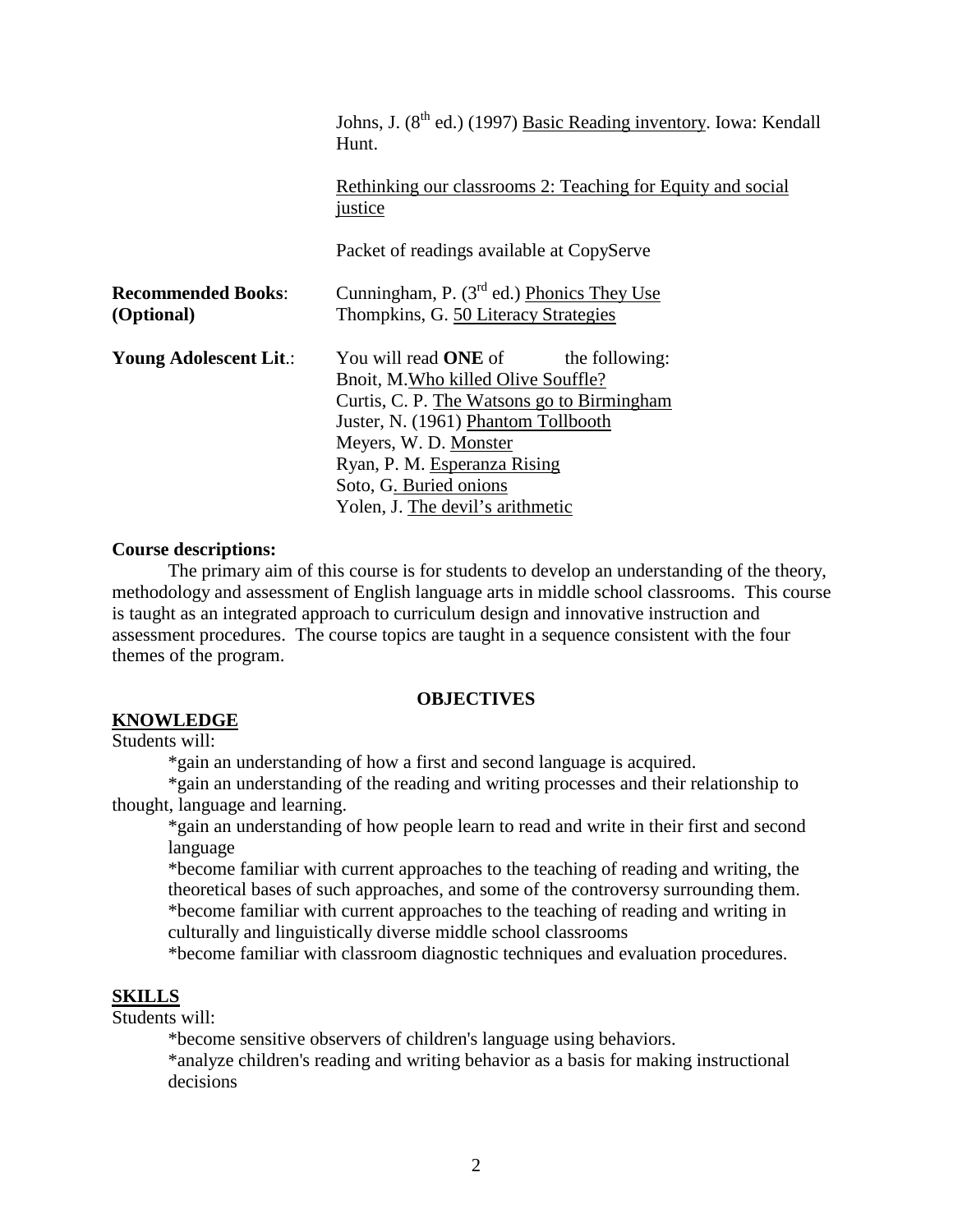Johns, J. (8th ed.) (1997) Basic Reading inventory. Iowa: Kendall Hunt.

Rethinking our classrooms 2: Teaching for Equity and social justice

Packet of readings available at CopyServe

**Recommended Books: (Optional)**
Cunningham, P. (3rd ed.) Phonics They Use
Thompkins, G. 50 Literacy Strategies

**Young Adolescent Lit.:**
You will read **ONE** of the following:
Bnoit, M. Who killed Olive Souffle?
Curtis, C. P. The Watsons go to Birmingham
Juster, N. (1961) Phantom Tollbooth
Meyers, W. D. Monster
Ryan, P. M. Esperanza Rising
Soto, G. Buried onions
Yolen, J. The devil's arithmetic

**Course descriptions:**

The primary aim of this course is for students to develop an understanding of the theory, methodology and assessment of English language arts in middle school classrooms. This course is taught as an integrated approach to curriculum design and innovative instruction and assessment procedures. The course topics are taught in a sequence consistent with the four themes of the program.

## OBJECTIVES

### KNOWLEDGE

Students will:

*gain an understanding of how a first and second language is acquired.

*gain an understanding of the reading and writing processes and their relationship to thought, language and learning.

*gain an understanding of how people learn to read and write in their first and second language

*become familiar with current approaches to the teaching of reading and writing, the theoretical bases of such approaches, and some of the controversy surrounding them.

*become familiar with current approaches to the teaching of reading and writing in culturally and linguistically diverse middle school classrooms

*become familiar with classroom diagnostic techniques and evaluation procedures.

### SKILLS

Students will:

*become sensitive observers of children's language using behaviors.

*analyze children's reading and writing behavior as a basis for making instructional decisions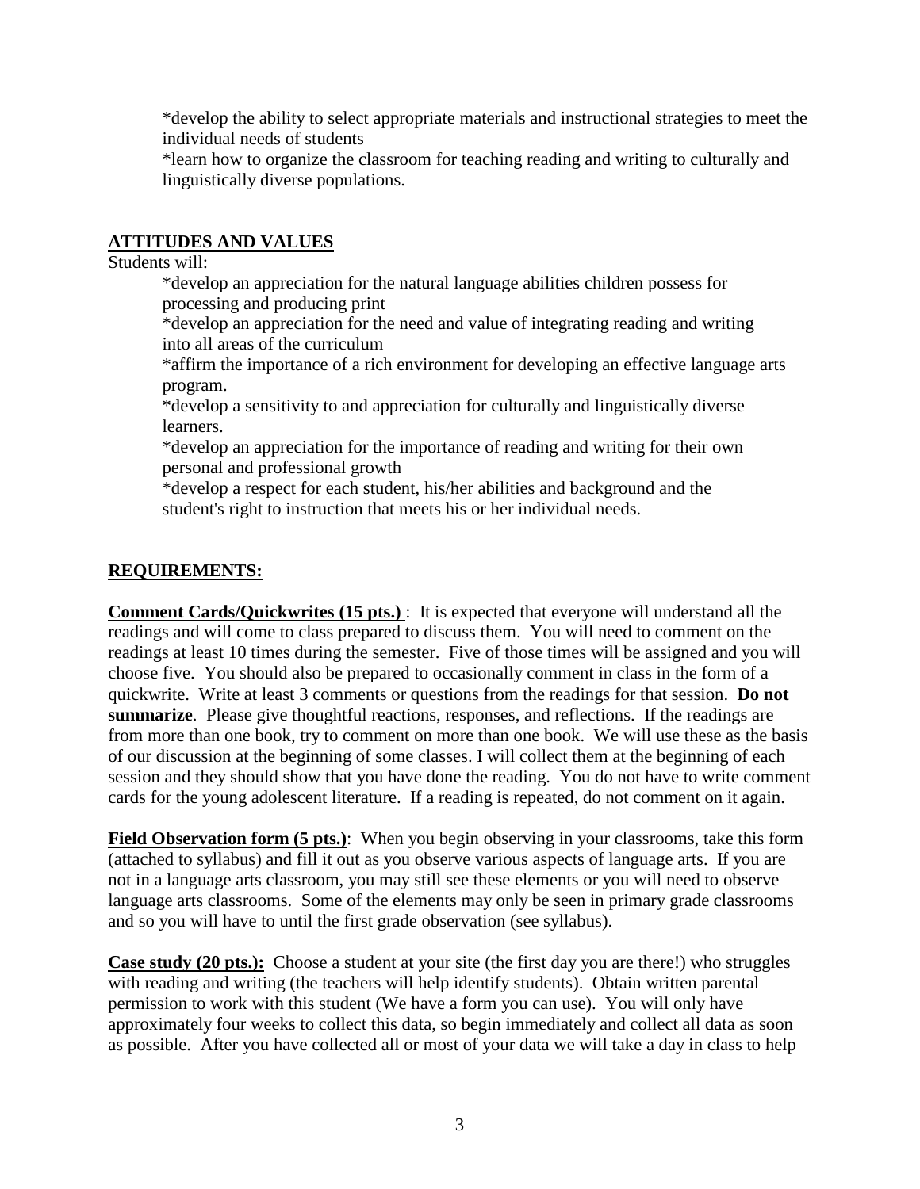*develop the ability to select appropriate materials and instructional strategies to meet the individual needs of students

*learn how to organize the classroom for teaching reading and writing to culturally and linguistically diverse populations.

**ATTITUDES AND VALUES**

Students will:

*develop an appreciation for the natural language abilities children possess for processing and producing print

*develop an appreciation for the need and value of integrating reading and writing into all areas of the curriculum

*affirm the importance of a rich environment for developing an effective language arts program.

*develop a sensitivity to and appreciation for culturally and linguistically diverse learners.

*develop an appreciation for the importance of reading and writing for their own personal and professional growth

*develop a respect for each student, his/her abilities and background and the student's right to instruction that meets his or her individual needs.

**REQUIREMENTS:**

**Comment Cards/Quickwrites (15 pts.)** : It is expected that everyone will understand all the readings and will come to class prepared to discuss them. You will need to comment on the readings at least 10 times during the semester. Five of those times will be assigned and you will choose five. You should also be prepared to occasionally comment in class in the form of a quickwrite. Write at least 3 comments or questions from the readings for that session. **Do not summarize**. Please give thoughtful reactions, responses, and reflections. If the readings are from more than one book, try to comment on more than one book. We will use these as the basis of our discussion at the beginning of some classes. I will collect them at the beginning of each session and they should show that you have done the reading. You do not have to write comment cards for the young adolescent literature. If a reading is repeated, do not comment on it again.

**Field Observation form (5 pts.)**: When you begin observing in your classrooms, take this form (attached to syllabus) and fill it out as you observe various aspects of language arts. If you are not in a language arts classroom, you may still see these elements or you will need to observe language arts classrooms. Some of the elements may only be seen in primary grade classrooms and so you will have to until the first grade observation (see syllabus).

**Case study (20 pts.):** Choose a student at your site (the first day you are there!) who struggles with reading and writing (the teachers will help identify students). Obtain written parental permission to work with this student (We have a form you can use). You will only have approximately four weeks to collect this data, so begin immediately and collect all data as soon as possible. After you have collected all or most of your data we will take a day in class to help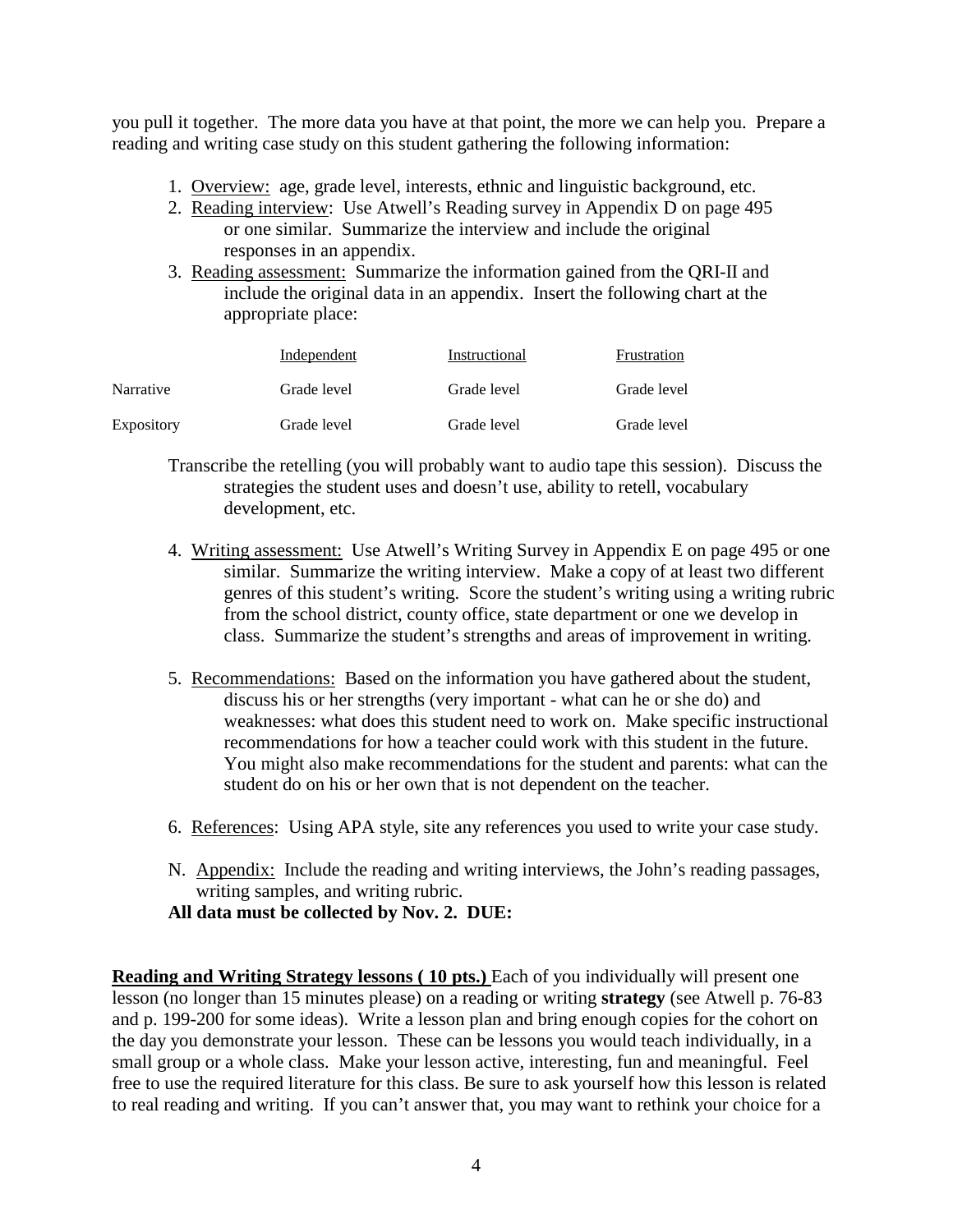you pull it together. The more data you have at that point, the more we can help you. Prepare a reading and writing case study on this student gathering the following information:

1. Overview: age, grade level, interests, ethnic and linguistic background, etc.
2. Reading interview: Use Atwell's Reading survey in Appendix D on page 495 or one similar. Summarize the interview and include the original responses in an appendix.
3. Reading assessment: Summarize the information gained from the QRI-II and include the original data in an appendix. Insert the following chart at the appropriate place:

| | Independent | Instructional | Frustration |
|---|---|---|---|
| Narrative | Grade level | Grade level | Grade level |
| Expository | Grade level | Grade level | Grade level |

   Transcribe the retelling (you will probably want to audio tape this session). Discuss the strategies the student uses and doesn't use, ability to retell, vocabulary development, etc.

4. Writing assessment: Use Atwell's Writing Survey in Appendix E on page 495 or one similar. Summarize the writing interview. Make a copy of at least two different genres of this student's writing. Score the student's writing using a writing rubric from the school district, county office, state department or one we develop in class. Summarize the student's strengths and areas of improvement in writing.

5. Recommendations: Based on the information you have gathered about the student, discuss his or her strengths (very important - what can he or she do) and weaknesses: what does this student need to work on. Make specific instructional recommendations for how a teacher could work with this student in the future. You might also make recommendations for the student and parents: what can the student do on his or her own that is not dependent on the teacher.

6. References: Using APA style, site any references you used to write your case study.

N. Appendix: Include the reading and writing interviews, the John's reading passages, writing samples, and writing rubric.

**All data must be collected by Nov. 2. DUE:**

**Reading and Writing Strategy lessons ( 10 pts.)** Each of you individually will present one lesson (no longer than 15 minutes please) on a reading or writing **strategy** (see Atwell p. 76-83 and p. 199-200 for some ideas). Write a lesson plan and bring enough copies for the cohort on the day you demonstrate your lesson. These can be lessons you would teach individually, in a small group or a whole class. Make your lesson active, interesting, fun and meaningful. Feel free to use the required literature for this class. Be sure to ask yourself how this lesson is related to real reading and writing. If you can't answer that, you may want to rethink your choice for a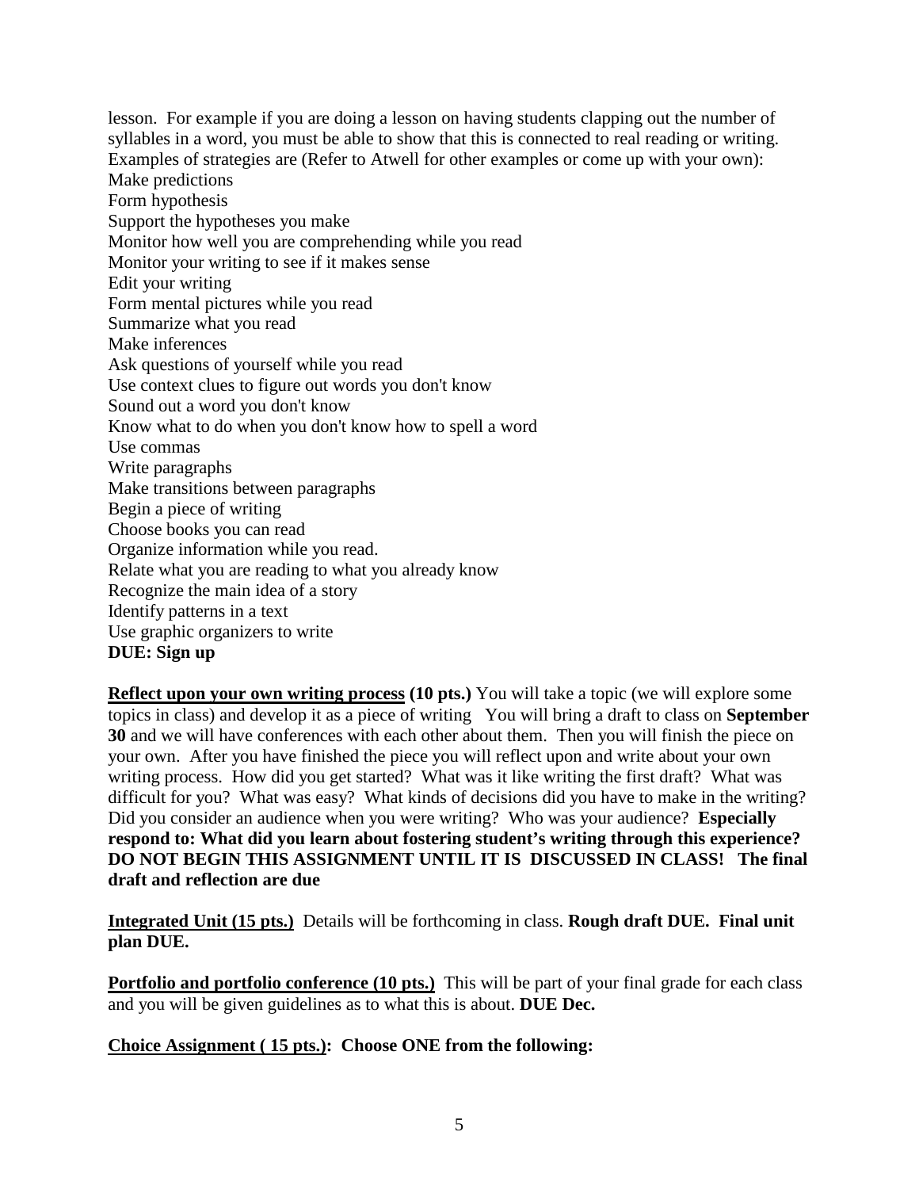lesson. For example if you are doing a lesson on having students clapping out the number of syllables in a word, you must be able to show that this is connected to real reading or writing. Examples of strategies are (Refer to Atwell for other examples or come up with your own):
Make predictions
Form hypothesis
Support the hypotheses you make
Monitor how well you are comprehending while you read
Monitor your writing to see if it makes sense
Edit your writing
Form mental pictures while you read
Summarize what you read
Make inferences
Ask questions of yourself while you read
Use context clues to figure out words you don't know
Sound out a word you don't know
Know what to do when you don't know how to spell a word
Use commas
Write paragraphs
Make transitions between paragraphs
Begin a piece of writing
Choose books you can read
Organize information while you read.
Relate what you are reading to what you already know
Recognize the main idea of a story
Identify patterns in a text
Use graphic organizers to write
**DUE: Sign up**

**Reflect upon your own writing process (10 pts.)** You will take a topic (we will explore some topics in class) and develop it as a piece of writing You will bring a draft to class on **September 30** and we will have conferences with each other about them. Then you will finish the piece on your own. After you have finished the piece you will reflect upon and write about your own writing process. How did you get started? What was it like writing the first draft? What was difficult for you? What was easy? What kinds of decisions did you have to make in the writing? Did you consider an audience when you were writing? Who was your audience? **Especially respond to: What did you learn about fostering student's writing through this experience? DO NOT BEGIN THIS ASSIGNMENT UNTIL IT IS DISCUSSED IN CLASS! The final draft and reflection are due**

**Integrated Unit (15 pts.)** Details will be forthcoming in class. **Rough draft DUE. Final unit plan DUE.**

**Portfolio and portfolio conference (10 pts.)** This will be part of your final grade for each class and you will be given guidelines as to what this is about. **DUE Dec.**

**Choice Assignment ( 15 pts.): Choose ONE from the following:**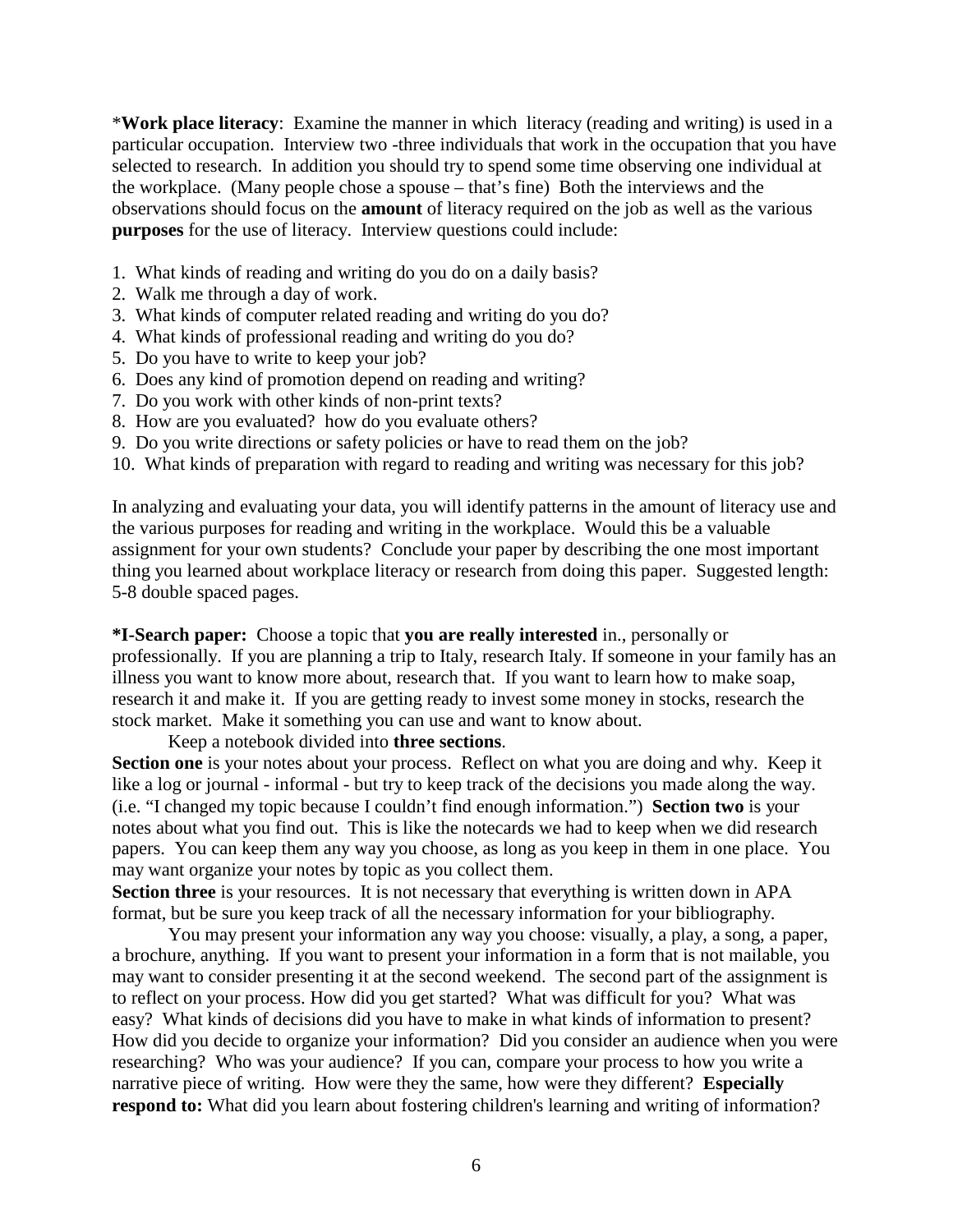\***Work place literacy**: Examine the manner in which literacy (reading and writing) is used in a particular occupation. Interview two -three individuals that work in the occupation that you have selected to research. In addition you should try to spend some time observing one individual at the workplace. (Many people chose a spouse – that's fine) Both the interviews and the observations should focus on the **amount** of literacy required on the job as well as the various **purposes** for the use of literacy. Interview questions could include:

1. What kinds of reading and writing do you do on a daily basis?
2. Walk me through a day of work.
3. What kinds of computer related reading and writing do you do?
4. What kinds of professional reading and writing do you do?
5. Do you have to write to keep your job?
6. Does any kind of promotion depend on reading and writing?
7. Do you work with other kinds of non-print texts?
8. How are you evaluated? how do you evaluate others?
9. Do you write directions or safety policies or have to read them on the job?
10. What kinds of preparation with regard to reading and writing was necessary for this job?

In analyzing and evaluating your data, you will identify patterns in the amount of literacy use and the various purposes for reading and writing in the workplace. Would this be a valuable assignment for your own students? Conclude your paper by describing the one most important thing you learned about workplace literacy or research from doing this paper. Suggested length: 5-8 double spaced pages.

**\*I-Search paper:** Choose a topic that **you are really interested** in., personally or professionally. If you are planning a trip to Italy, research Italy. If someone in your family has an illness you want to know more about, research that. If you want to learn how to make soap, research it and make it. If you are getting ready to invest some money in stocks, research the stock market. Make it something you can use and want to know about.

Keep a notebook divided into **three sections**.

**Section one** is your notes about your process. Reflect on what you are doing and why. Keep it like a log or journal - informal - but try to keep track of the decisions you made along the way. (i.e. "I changed my topic because I couldn't find enough information.") **Section two** is your notes about what you find out. This is like the notecards we had to keep when we did research papers. You can keep them any way you choose, as long as you keep in them in one place. You may want organize your notes by topic as you collect them.

**Section three** is your resources. It is not necessary that everything is written down in APA format, but be sure you keep track of all the necessary information for your bibliography.

You may present your information any way you choose: visually, a play, a song, a paper, a brochure, anything. If you want to present your information in a form that is not mailable, you may want to consider presenting it at the second weekend. The second part of the assignment is to reflect on your process. How did you get started? What was difficult for you? What was easy? What kinds of decisions did you have to make in what kinds of information to present? How did you decide to organize your information? Did you consider an audience when you were researching? Who was your audience? If you can, compare your process to how you write a narrative piece of writing. How were they the same, how were they different? **Especially respond to:** What did you learn about fostering children's learning and writing of information?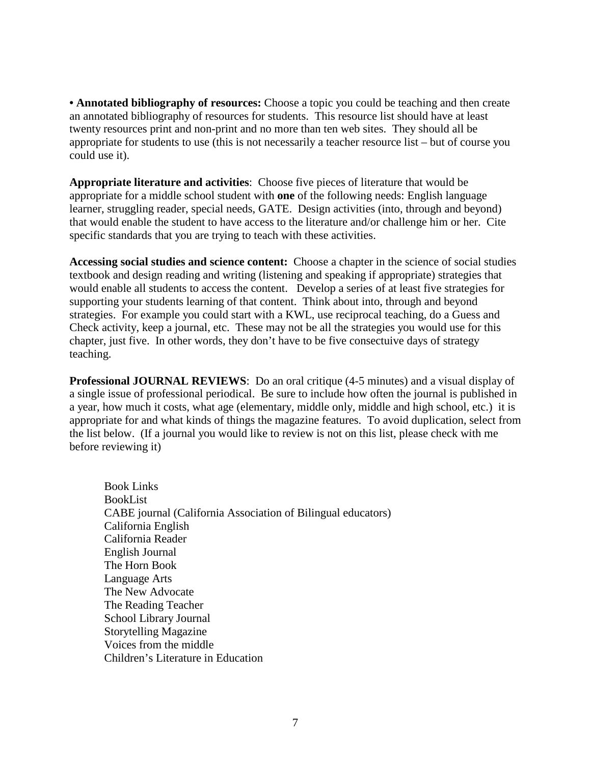**• Annotated bibliography of resources:** Choose a topic you could be teaching and then create an annotated bibliography of resources for students. This resource list should have at least twenty resources print and non-print and no more than ten web sites. They should all be appropriate for students to use (this is not necessarily a teacher resource list – but of course you could use it).

**Appropriate literature and activities**: Choose five pieces of literature that would be appropriate for a middle school student with **one** of the following needs: English language learner, struggling reader, special needs, GATE. Design activities (into, through and beyond) that would enable the student to have access to the literature and/or challenge him or her. Cite specific standards that you are trying to teach with these activities.

**Accessing social studies and science content:** Choose a chapter in the science of social studies textbook and design reading and writing (listening and speaking if appropriate) strategies that would enable all students to access the content. Develop a series of at least five strategies for supporting your students learning of that content. Think about into, through and beyond strategies. For example you could start with a KWL, use reciprocal teaching, do a Guess and Check activity, keep a journal, etc. These may not be all the strategies you would use for this chapter, just five. In other words, they don't have to be five consectuive days of strategy teaching.

**Professional JOURNAL REVIEWS**: Do an oral critique (4-5 minutes) and a visual display of a single issue of professional periodical. Be sure to include how often the journal is published in a year, how much it costs, what age (elementary, middle only, middle and high school, etc.) it is appropriate for and what kinds of things the magazine features. To avoid duplication, select from the list below. (If a journal you would like to review is not on this list, please check with me before reviewing it)

- Book Links
- BookList
- CABE journal (California Association of Bilingual educators)
- California English
- California Reader
- English Journal
- The Horn Book
- Language Arts
- The New Advocate
- The Reading Teacher
- School Library Journal
- Storytelling Magazine
- Voices from the middle
- Children's Literature in Education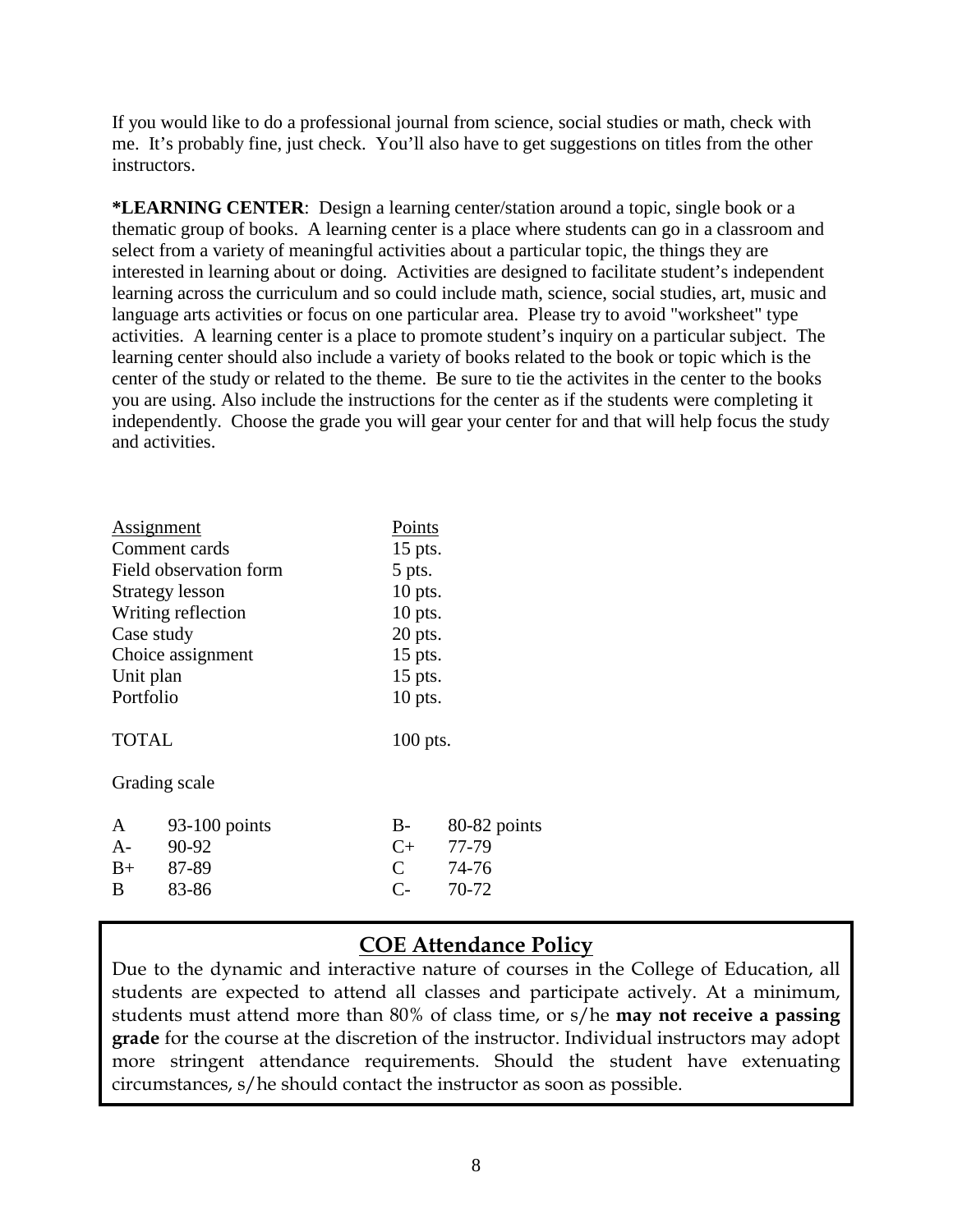If you would like to do a professional journal from science, social studies or math, check with me. It's probably fine, just check. You'll also have to get suggestions on titles from the other instructors.

***LEARNING CENTER**: Design a learning center/station around a topic, single book or a thematic group of books. A learning center is a place where students can go in a classroom and select from a variety of meaningful activities about a particular topic, the things they are interested in learning about or doing. Activities are designed to facilitate student's independent learning across the curriculum and so could include math, science, social studies, art, music and language arts activities or focus on one particular area. Please try to avoid "worksheet" type activities. A learning center is a place to promote student's inquiry on a particular subject. The learning center should also include a variety of books related to the book or topic which is the center of the study or related to the theme. Be sure to tie the activites in the center to the books you are using. Also include the instructions for the center as if the students were completing it independently. Choose the grade you will gear your center for and that will help focus the study and activities.

| Assignment | Points |
|---|---|
| Comment cards | 15 pts. |
| Field observation form | 5 pts. |
| Strategy lesson | 10 pts. |
| Writing reflection | 10 pts. |
| Case study | 20 pts. |
| Choice assignment | 15 pts. |
| Unit plan | 15 pts. |
| Portfolio | 10 pts. |
| TOTAL | 100 pts. |

Grading scale

| | | | |
|---|---|---|---|
| A | 93-100 points | B- | 80-82 points |
| A- | 90-92 | C+ | 77-79 |
| B+ | 87-89 | C | 74-76 |
| B | 83-86 | C- | 70-72 |

## COE Attendance Policy

Due to the dynamic and interactive nature of courses in the College of Education, all students are expected to attend all classes and participate actively. At a minimum, students must attend more than 80% of class time, or s/he **may not receive a passing grade** for the course at the discretion of the instructor. Individual instructors may adopt more stringent attendance requirements. Should the student have extenuating circumstances, s/he should contact the instructor as soon as possible.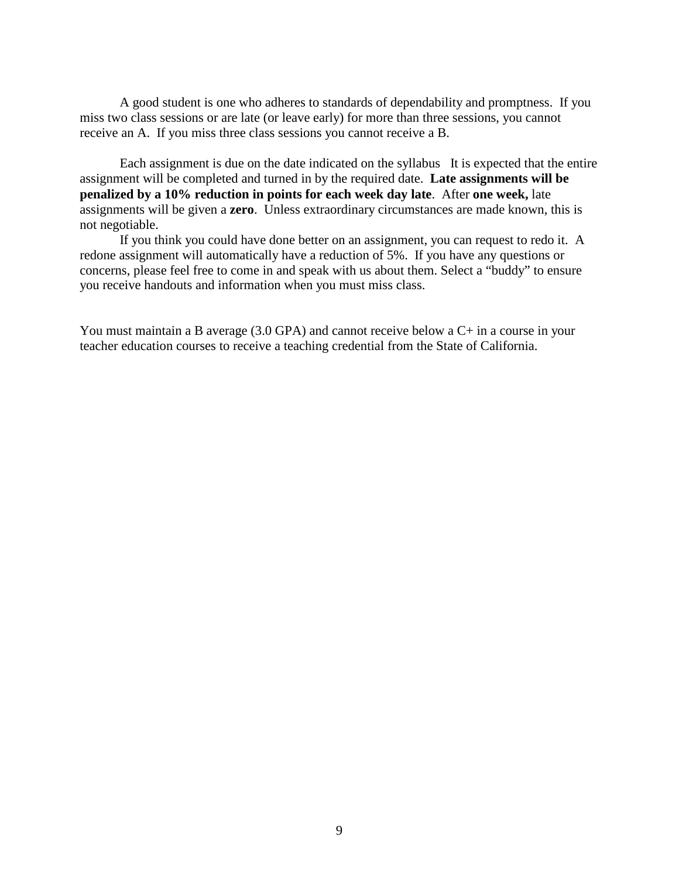A good student is one who adheres to standards of dependability and promptness. If you miss two class sessions or are late (or leave early) for more than three sessions, you cannot receive an A. If you miss three class sessions you cannot receive a B.

Each assignment is due on the date indicated on the syllabus It is expected that the entire assignment will be completed and turned in by the required date. **Late assignments will be penalized by a 10% reduction in points for each week day late**. After **one week,** late assignments will be given a **zero**. Unless extraordinary circumstances are made known, this is not negotiable.

If you think you could have done better on an assignment, you can request to redo it. A redone assignment will automatically have a reduction of 5%. If you have any questions or concerns, please feel free to come in and speak with us about them. Select a "buddy" to ensure you receive handouts and information when you must miss class.

You must maintain a B average (3.0 GPA) and cannot receive below a C+ in a course in your teacher education courses to receive a teaching credential from the State of California.